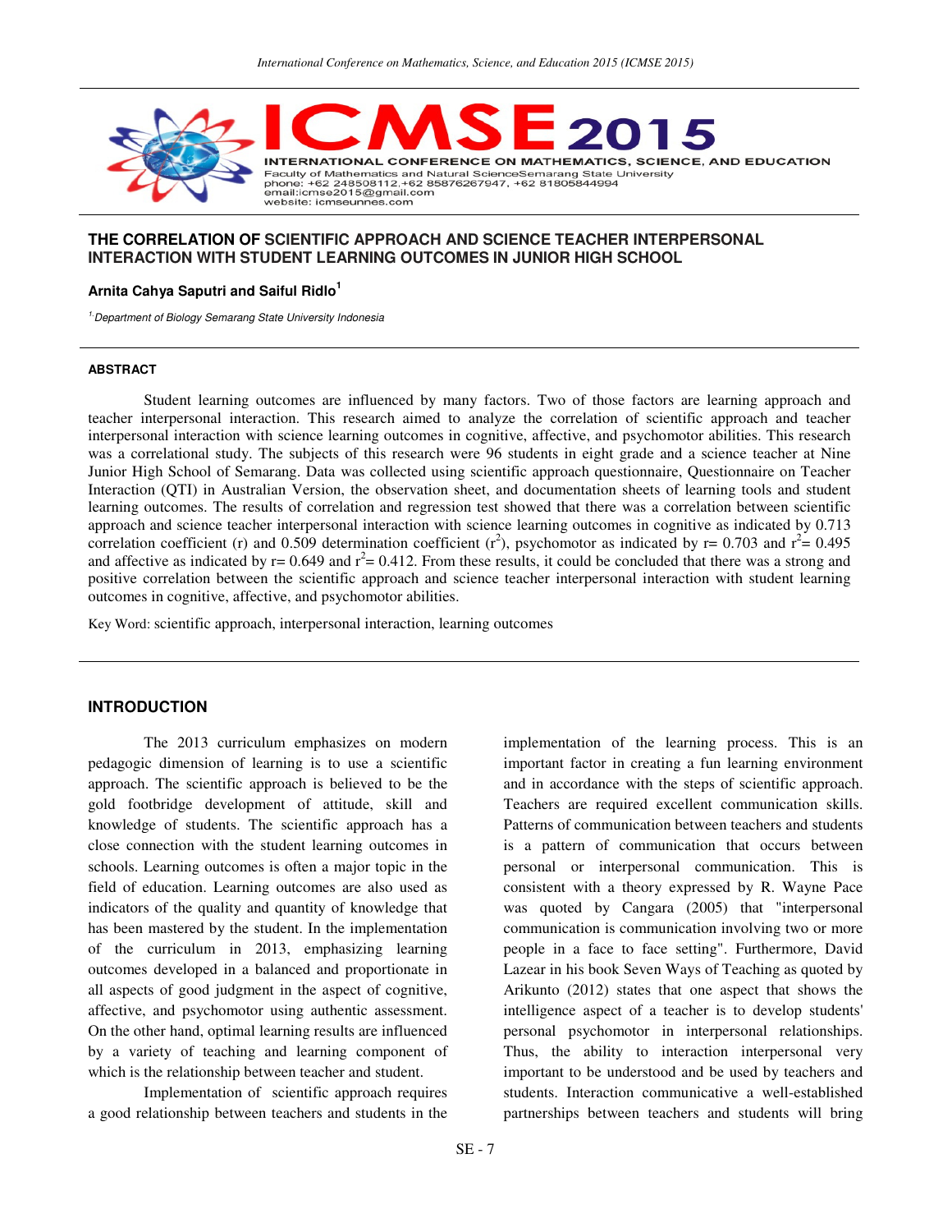# THE CORRELATION OF SCIENTIFIC APPROACH AND SCIENCE TEACHER INTERPERSONAL INTERACTION WITH STUDENT LEARNING OUTCOMES IN JUNIOR HIGH SCHOOL

**Arnita Cahya Saputri and Saiful Ridlo[1]**

*[1] Department of Biology Semarang State University Indonesia*

## ABSTRACT

Student learning outcomes are influenced by many factors. Two of those factors are learning approach and teacher interpersonal interaction. This research aimed to analyze the correlation of scientific approach and teacher interpersonal interaction with science learning outcomes in cognitive, affective, and psychomotor abilities. This research was a correlational study. The subjects of this research were 96 students in eight grade and a science teacher at Nine Junior High School of Semarang. Data was collected using scientific approach questionnaire, Questionnaire on Teacher Interaction (QTI) in Australian Version, the observation sheet, and documentation sheets of learning tools and student learning outcomes. The results of correlation and regression test showed that there was a correlation between scientific approach and science teacher interpersonal interaction with science learning outcomes in cognitive as indicated by 0.713 correlation coefficient (r) and 0.509 determination coefficient ($r^2$), psychomotor as indicated by r= 0.703 and $r^2$= 0.495 and affective as indicated by r= 0.649 and $r^2$= 0.412. From these results, it could be concluded that there was a strong and positive correlation between the scientific approach and science teacher interpersonal interaction with student learning outcomes in cognitive, affective, and psychomotor abilities.

Key Word: scientific approach, interpersonal interaction, learning outcomes

## INTRODUCTION

The 2013 curriculum emphasizes on modern pedagogic dimension of learning is to use a scientific approach. The scientific approach is believed to be the gold footbridge development of attitude, skill and knowledge of students. The scientific approach has a close connection with the student learning outcomes in schools. Learning outcomes is often a major topic in the field of education. Learning outcomes are also used as indicators of the quality and quantity of knowledge that has been mastered by the student. In the implementation of the curriculum in 2013, emphasizing learning outcomes developed in a balanced and proportionate in all aspects of good judgment in the aspect of cognitive, affective, and psychomotor using authentic assessment. On the other hand, optimal learning results are influenced by a variety of teaching and learning component of which is the relationship between teacher and student.

Implementation of scientific approach requires a good relationship between teachers and students in the implementation of the learning process. This is an important factor in creating a fun learning environment and in accordance with the steps of scientific approach. Teachers are required excellent communication skills. Patterns of communication between teachers and students is a pattern of communication that occurs between personal or interpersonal communication. This is consistent with a theory expressed by R. Wayne Pace was quoted by Cangara (2005) that "interpersonal communication is communication involving two or more people in a face to face setting". Furthermore, David Lazear in his book Seven Ways of Teaching as quoted by Arikunto (2012) states that one aspect that shows the intelligence aspect of a teacher is to develop students' personal psychomotor in interpersonal relationships. Thus, the ability to interaction interpersonal very important to be understood and be used by teachers and students. Interaction communicative a well-established partnerships between teachers and students will bring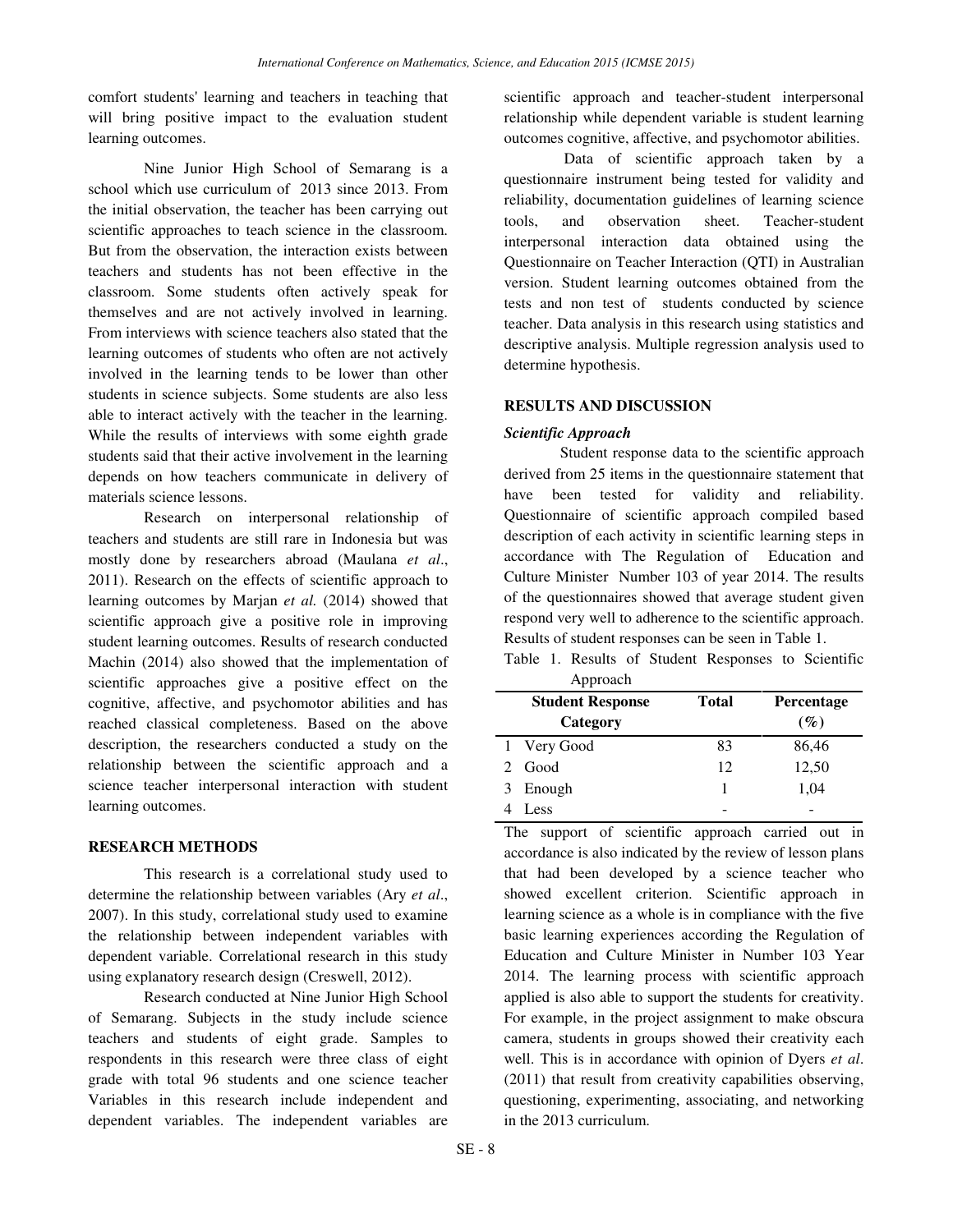comfort students' learning and teachers in teaching that will bring positive impact to the evaluation student learning outcomes.

Nine Junior High School of Semarang is a school which use curriculum of 2013 since 2013. From the initial observation, the teacher has been carrying out scientific approaches to teach science in the classroom. But from the observation, the interaction exists between teachers and students has not been effective in the classroom. Some students often actively speak for themselves and are not actively involved in learning. From interviews with science teachers also stated that the learning outcomes of students who often are not actively involved in the learning tends to be lower than other students in science subjects. Some students are also less able to interact actively with the teacher in the learning. While the results of interviews with some eighth grade students said that their active involvement in the learning depends on how teachers communicate in delivery of materials science lessons.

Research on interpersonal relationship of teachers and students are still rare in Indonesia but was mostly done by researchers abroad (Maulana *et al*., 2011). Research on the effects of scientific approach to learning outcomes by Marjan *et al.* (2014) showed that scientific approach give a positive role in improving student learning outcomes. Results of research conducted Machin (2014) also showed that the implementation of scientific approaches give a positive effect on the cognitive, affective, and psychomotor abilities and has reached classical completeness. Based on the above description, the researchers conducted a study on the relationship between the scientific approach and a science teacher interpersonal interaction with student learning outcomes.

## RESEARCH METHODS

This research is a correlational study used to determine the relationship between variables (Ary *et al*., 2007). In this study, correlational study used to examine the relationship between independent variables with dependent variable. Correlational research in this study using explanatory research design (Creswell, 2012).

Research conducted at Nine Junior High School of Semarang. Subjects in the study include science teachers and students of eight grade. Samples to respondents in this research were three class of eight grade with total 96 students and one science teacher Variables in this research include independent and dependent variables. The independent variables are scientific approach and teacher-student interpersonal relationship while dependent variable is student learning outcomes cognitive, affective, and psychomotor abilities.

Data of scientific approach taken by a questionnaire instrument being tested for validity and reliability, documentation guidelines of learning science tools, and observation sheet. Teacher-student interpersonal interaction data obtained using the Questionnaire on Teacher Interaction (QTI) in Australian version. Student learning outcomes obtained from the tests and non test of students conducted by science teacher. Data analysis in this research using statistics and descriptive analysis. Multiple regression analysis used to determine hypothesis.

## RESULTS AND DISCUSSION

### *Scientific Approach*

Student response data to the scientific approach derived from 25 items in the questionnaire statement that have been tested for validity and reliability. Questionnaire of scientific approach compiled based description of each activity in scientific learning steps in accordance with The Regulation of Education and Culture Minister Number 103 of year 2014. The results of the questionnaires showed that average student given respond very well to adherence to the scientific approach. Results of student responses can be seen in Table 1.

Table 1. Results of Student Responses to Scientific Approach

| | Student Response Category | Total | Percentage (%) |
|---|---|---|---|
| 1 | Very Good | 83 | 86,46 |
| 2 | Good | 12 | 12,50 |
| 3 | Enough | 1 | 1,04 |
| 4 | Less | - | - |

The support of scientific approach carried out in accordance is also indicated by the review of lesson plans that had been developed by a science teacher who showed excellent criterion. Scientific approach in learning science as a whole is in compliance with the five basic learning experiences according the Regulation of Education and Culture Minister in Number 103 Year 2014. The learning process with scientific approach applied is also able to support the students for creativity. For example, in the project assignment to make obscura camera, students in groups showed their creativity each well. This is in accordance with opinion of Dyers *et al*. (2011) that result from creativity capabilities observing, questioning, experimenting, associating, and networking in the 2013 curriculum.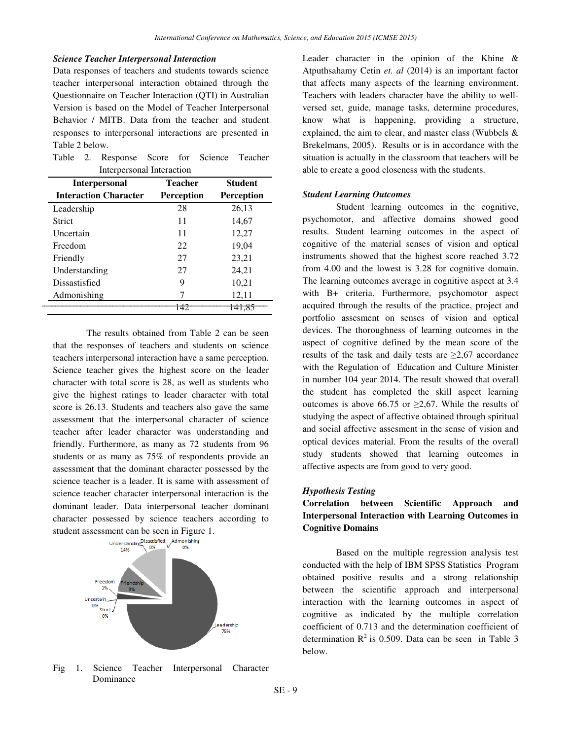### *Science Teacher Interpersonal Interaction*

Data responses of teachers and students towards science teacher interpersonal interaction obtained through the Questionnaire on Teacher Interaction (QTI) in Australian Version is based on the Model of Teacher Interpersonal Behavior / MITB. Data from the teacher and student responses to interpersonal interactions are presented in Table 2 below.

Table 2. Response Score for Science Teacher Interpersonal Interaction

| Interpersonal Interaction Character | Teacher Perception | Student Perception |
|---|---|---|
| Leadership | 28 | 26,13 |
| Strict | 11 | 14,67 |
| Uncertain | 11 | 12,27 |
| Freedom | 22 | 19,04 |
| Friendly | 27 | 23,21 |
| Understanding | 27 | 24,21 |
| Dissastisfied | 9 | 10,21 |
| Admonishing | 7 | 12,11 |
| | 142 | 141,85 |

The results obtained from Table 2 can be seen that the responses of teachers and students on science teachers interpersonal interaction have a same perception. Science teacher gives the highest score on the leader character with total score is 28, as well as students who give the highest ratings to leader character with total score is 26.13. Students and teachers also gave the same assessment that the interpersonal character of science teacher after leader character was understanding and friendly. Furthermore, as many as 72 students from 96 students or as many as 75% of respondents provide an assessment that the dominant character possessed by the science teacher is a leader. It is same with assessment of science teacher character interpersonal interaction is the dominant leader. Data interpersonal teacher dominant character possessed by science teachers according to student assessment can be seen in Figure 1.

Fig 1. Science Teacher Interpersonal Character Dominance

Leader character in the opinion of the Khine & Atputhsahamy Cetin *et. al* (2014) is an important factor that affects many aspects of the learning environment. Teachers with leaders character have the ability to well-versed set, guide, manage tasks, determine procedures, know what is happening, providing a structure, explained, the aim to clear, and master class (Wubbels & Brekelmans, 2005). Results or is in accordance with the situation is actually in the classroom that teachers will be able to create a good closeness with the students.

### *Student Learning Outcomes*

Student learning outcomes in the cognitive, psychomotor, and affective domains showed good results. Student learning outcomes in the aspect of cognitive of the material senses of vision and optical instruments showed that the highest score reached 3.72 from 4.00 and the lowest is 3.28 for cognitive domain. The learning outcomes average in cognitive aspect at 3.4 with B+ criteria. Furthermore, psychomotor aspect acquired through the results of the practice, project and portfolio assesment on senses of vision and optical devices. The thoroughness of learning outcomes in the aspect of cognitive defined by the mean score of the results of the task and daily tests are ≥2,67 accordance with the Regulation of Education and Culture Minister in number 104 year 2014. The result showed that overall the student has completed the skill aspect learning outcomes is above 66.75 or ≥2,67. While the results of studying the aspect of affective obtained through spiritual and social affective assesment in the sense of vision and optical devices material. From the results of the overall study students showed that learning outcomes in affective aspects are from good to very good.

### *Hypothesis Testing*

**Correlation between Scientific Approach and Interpersonal Interaction with Learning Outcomes in Cognitive Domains**

Based on the multiple regression analysis test conducted with the help of IBM SPSS Statistics Program obtained positive results and a strong relationship between the scientific approach and interpersonal interaction with the learning outcomes in aspect of cognitive as indicated by the multiple correlation coefficient of 0.713 and the determination coefficient of determination $R^2$ is 0.509. Data can be seen in Table 3 below.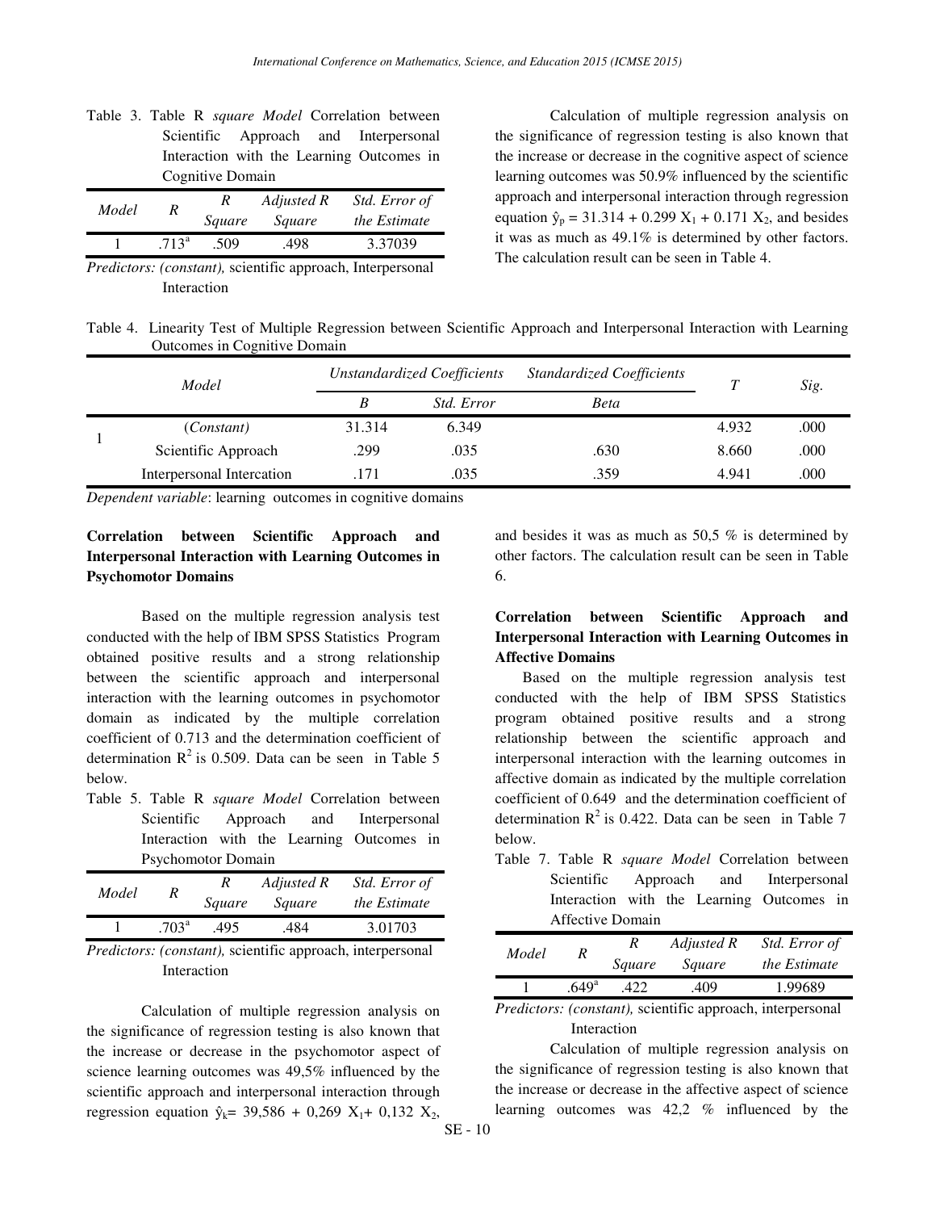Table 3. Table R *square Model* Correlation between Scientific Approach and Interpersonal Interaction with the Learning Outcomes in Cognitive Domain

| *Model* | *R* | *R Square* | *Adjusted R Square* | *Std. Error of the Estimate* |
|---|---|---|---|---|
| 1 | .713[a] | .509 | .498 | 3.37039 |

*Predictors: (constant),* scientific approach, Interpersonal Interaction

Calculation of multiple regression analysis on the significance of regression testing is also known that the increase or decrease in the cognitive aspect of science learning outcomes was 50.9% influenced by the scientific approach and interpersonal interaction through regression equation $\hat{y}_p = 31.314 + 0.299\ X_1 + 0.171\ X_2$, and besides it was as much as 49.1% is determined by other factors. The calculation result can be seen in Table 4.

Table 4. Linearity Test of Multiple Regression between Scientific Approach and Interpersonal Interaction with Learning Outcomes in Cognitive Domain

| | *Model* | *Unstandardized Coefficients* | | *Standardized Coefficients* | *T* | *Sig.* |
|---|---|---|---|---|---|---|
| | | *B* | *Std. Error* | *Beta* | | |
| 1 | (*Constant)* | 31.314 | 6.349 | | 4.932 | .000 |
| | Scientific Approach | .299 | .035 | .630 | 8.660 | .000 |
| | Interpersonal Intercation | .171 | .035 | .359 | 4.941 | .000 |

*Dependent variable*: learning outcomes in cognitive domains

**Correlation between Scientific Approach and Interpersonal Interaction with Learning Outcomes in Psychomotor Domains**

Based on the multiple regression analysis test conducted with the help of IBM SPSS Statistics Program obtained positive results and a strong relationship between the scientific approach and interpersonal interaction with the learning outcomes in psychomotor domain as indicated by the multiple correlation coefficient of 0.713 and the determination coefficient of determination $R^2$ is 0.509. Data can be seen in Table 5 below.

Table 5. Table R *square Model* Correlation between Scientific Approach and Interpersonal Interaction with the Learning Outcomes in Psychomotor Domain

| *Model* | *R* | *R Square* | *Adjusted R Square* | *Std. Error of the Estimate* |
|---|---|---|---|---|
| 1 | .703[a] | .495 | .484 | 3.01703 |

*Predictors: (constant),* scientific approach, interpersonal Interaction

Calculation of multiple regression analysis on the significance of regression testing is also known that the increase or decrease in the psychomotor aspect of science learning outcomes was 49,5% influenced by the scientific approach and interpersonal interaction through regression equation $\hat{y}_k = 39{,}586 + 0{,}269\ X_1 + 0{,}132\ X_2$, and besides it was as much as 50,5 % is determined by other factors. The calculation result can be seen in Table 6.

**Correlation between Scientific Approach and Interpersonal Interaction with Learning Outcomes in Affective Domains**

Based on the multiple regression analysis test conducted with the help of IBM SPSS Statistics program obtained positive results and a strong relationship between the scientific approach and interpersonal interaction with the learning outcomes in affective domain as indicated by the multiple correlation coefficient of 0.649 and the determination coefficient of determination $R^2$ is 0.422. Data can be seen in Table 7 below.

Table 7. Table R *square Model* Correlation between Scientific Approach and Interpersonal Interaction with the Learning Outcomes in Affective Domain

| *Model* | *R* | *R Square* | *Adjusted R Square* | *Std. Error of the Estimate* |
|---|---|---|---|---|
| 1 | .649[a] | .422 | .409 | 1.99689 |

*Predictors: (constant),* scientific approach, interpersonal Interaction

Calculation of multiple regression analysis on the significance of regression testing is also known that the increase or decrease in the affective aspect of science learning outcomes was 42,2 % influenced by the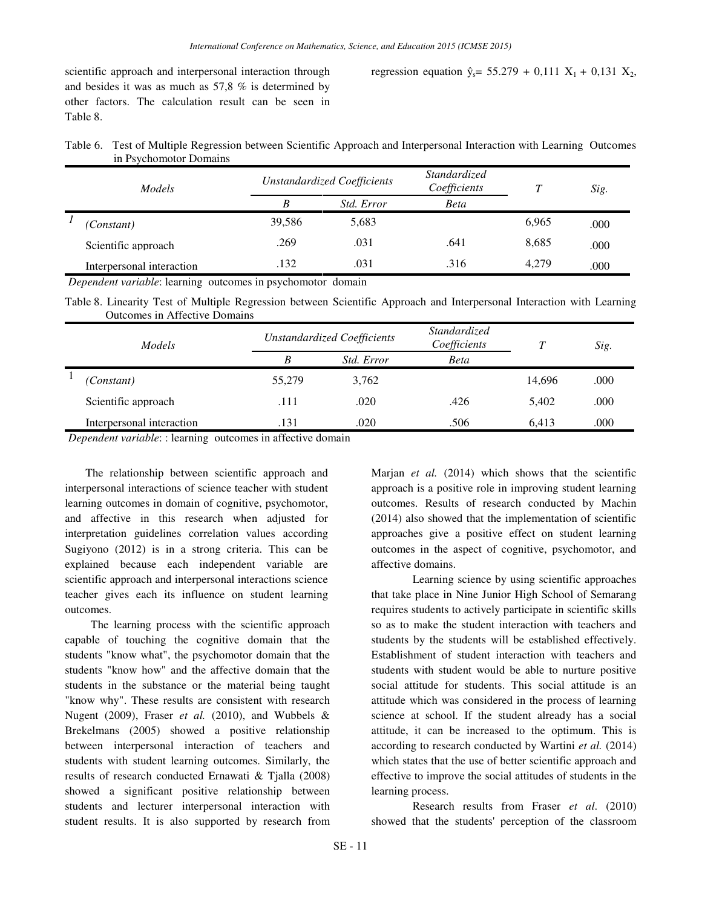scientific approach and interpersonal interaction through regression equation $\hat{y}_s = 55.279 + 0{,}111\ X_1 + 0{,}131\ X_2$, and besides it was as much as 57,8 % is determined by other factors. The calculation result can be seen in Table 8.

Table 6. Test of Multiple Regression between Scientific Approach and Interpersonal Interaction with Learning Outcomes in Psychomotor Domains

| | *Models* | *Unstandardized Coefficients* | | *Standardized Coefficients* | *T* | *Sig.* |
|---|---|---|---|---|---|---|
| | | *B* | *Std. Error* | *Beta* | | |
| *1* | *(Constant)* | 39,586 | 5,683 | | 6,965 | .000 |
| | Scientific approach | .269 | .031 | .641 | 8,685 | .000 |
| | Interpersonal interaction | .132 | .031 | .316 | 4,279 | .000 |

*Dependent variable*: learning outcomes in psychomotor domain

Table 8. Linearity Test of Multiple Regression between Scientific Approach and Interpersonal Interaction with Learning Outcomes in Affective Domains

| | *Models* | *Unstandardized Coefficients* | | *Standardized Coefficients* | *T* | *Sig.* |
|---|---|---|---|---|---|---|
| | | *B* | *Std. Error* | *Beta* | | |
| 1 | *(Constant)* | 55,279 | 3,762 | | 14,696 | .000 |
| | Scientific approach | .111 | .020 | .426 | 5,402 | .000 |
| | Interpersonal interaction | .131 | .020 | .506 | 6,413 | .000 |

*Dependent variable*: : learning outcomes in affective domain

The relationship between scientific approach and interpersonal interactions of science teacher with student learning outcomes in domain of cognitive, psychomotor, and affective in this research when adjusted for interpretation guidelines correlation values according Sugiyono (2012) is in a strong criteria. This can be explained because each independent variable are scientific approach and interpersonal interactions science teacher gives each its influence on student learning outcomes.

The learning process with the scientific approach capable of touching the cognitive domain that the students "know what", the psychomotor domain that the students "know how" and the affective domain that the students in the substance or the material being taught "know why". These results are consistent with research Nugent (2009), Fraser *et al.* (2010), and Wubbels & Brekelmans (2005) showed a positive relationship between interpersonal interaction of teachers and students with student learning outcomes. Similarly, the results of research conducted Ernawati & Tjalla (2008) showed a significant positive relationship between students and lecturer interpersonal interaction with student results. It is also supported by research from Marjan *et al.* (2014) which shows that the scientific approach is a positive role in improving student learning outcomes. Results of research conducted by Machin (2014) also showed that the implementation of scientific approaches give a positive effect on student learning outcomes in the aspect of cognitive, psychomotor, and affective domains.

Learning science by using scientific approaches that take place in Nine Junior High School of Semarang requires students to actively participate in scientific skills so as to make the student interaction with teachers and students by the students will be established effectively. Establishment of student interaction with teachers and students with student would be able to nurture positive social attitude for students. This social attitude is an attitude which was considered in the process of learning science at school. If the student already has a social attitude, it can be increased to the optimum. This is according to research conducted by Wartini *et al.* (2014) which states that the use of better scientific approach and effective to improve the social attitudes of students in the learning process.

Research results from Fraser *et al.* (2010) showed that the students' perception of the classroom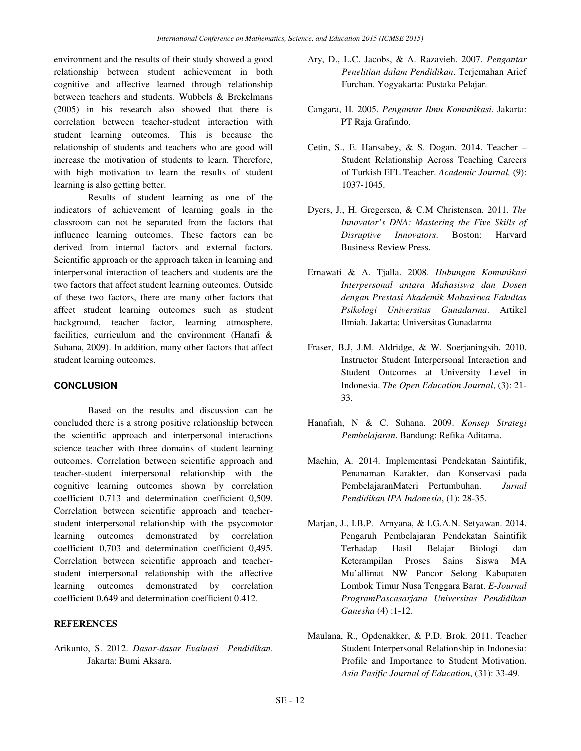environment and the results of their study showed a good relationship between student achievement in both cognitive and affective learned through relationship between teachers and students. Wubbels & Brekelmans (2005) in his research also showed that there is correlation between teacher-student interaction with student learning outcomes. This is because the relationship of students and teachers who are good will increase the motivation of students to learn. Therefore, with high motivation to learn the results of student learning is also getting better.

Results of student learning as one of the indicators of achievement of learning goals in the classroom can not be separated from the factors that influence learning outcomes. These factors can be derived from internal factors and external factors. Scientific approach or the approach taken in learning and interpersonal interaction of teachers and students are the two factors that affect student learning outcomes. Outside of these two factors, there are many other factors that affect student learning outcomes such as student background, teacher factor, learning atmosphere, facilities, curriculum and the environment (Hanafi & Suhana, 2009). In addition, many other factors that affect student learning outcomes.

## CONCLUSION

Based on the results and discussion can be concluded there is a strong positive relationship between the scientific approach and interpersonal interactions science teacher with three domains of student learning outcomes. Correlation between scientific approach and teacher-student interpersonal relationship with the cognitive learning outcomes shown by correlation coefficient 0.713 and determination coefficient 0,509. Correlation between scientific approach and teacher-student interpersonal relationship with the psycomotor learning outcomes demonstrated by correlation coefficient 0,703 and determination coefficient 0,495. Correlation between scientific approach and teacher-student interpersonal relationship with the affective learning outcomes demonstrated by correlation coefficient 0.649 and determination coefficient 0.412.

## REFERENCES

Arikunto, S. 2012. *Dasar-dasar Evaluasi Pendidikan*. Jakarta: Bumi Aksara.

Ary, D., L.C. Jacobs, & A. Razavieh. 2007. *Pengantar Penelitian dalam Pendidikan*. Terjemahan Arief Furchan. Yogyakarta: Pustaka Pelajar.

Cangara, H. 2005. *Pengantar Ilmu Komunikasi*. Jakarta: PT Raja Grafindo.

Cetin, S., E. Hansabey, & S. Dogan. 2014. Teacher – Student Relationship Across Teaching Careers of Turkish EFL Teacher. *Academic Journal,* (9): 1037-1045.

Dyers, J., H. Gregersen, & C.M Christensen. 2011. *The Innovator's DNA: Mastering the Five Skills of Disruptive Innovators*. Boston: Harvard Business Review Press.

Ernawati & A. Tjalla. 2008. *Hubungan Komunikasi Interpersonal antara Mahasiswa dan Dosen dengan Prestasi Akademik Mahasiswa Fakultas Psikologi Universitas Gunadarma*. Artikel Ilmiah. Jakarta: Universitas Gunadarma

Fraser, B.J, J.M. Aldridge, & W. Soerjaningsih. 2010. Instructor Student Interpersonal Interaction and Student Outcomes at University Level in Indonesia. *The Open Education Journal*, (3): 21-33.

Hanafiah, N & C. Suhana. 2009. *Konsep Strategi Pembelajaran*. Bandung: Refika Aditama.

Machin, A. 2014. Implementasi Pendekatan Saintifik, Penanaman Karakter, dan Konservasi pada PembelajaranMateri Pertumbuhan. *Jurnal Pendidikan IPA Indonesia*, (1): 28-35.

Marjan, J., I.B.P. Arnyana, & I.G.A.N. Setyawan. 2014. Pengaruh Pembelajaran Pendekatan Saintifik Terhadap Hasil Belajar Biologi dan Keterampilan Proses Sains Siswa MA Mu'allimat NW Pancor Selong Kabupaten Lombok Timur Nusa Tenggara Barat. *E-Journal ProgramPascasarjana Universitas Pendidikan Ganesha* (4) :1-12.

Maulana, R., Opdenakker, & P.D. Brok. 2011. Teacher Student Interpersonal Relationship in Indonesia: Profile and Importance to Student Motivation. *Asia Pasific Journal of Education*, (31): 33-49.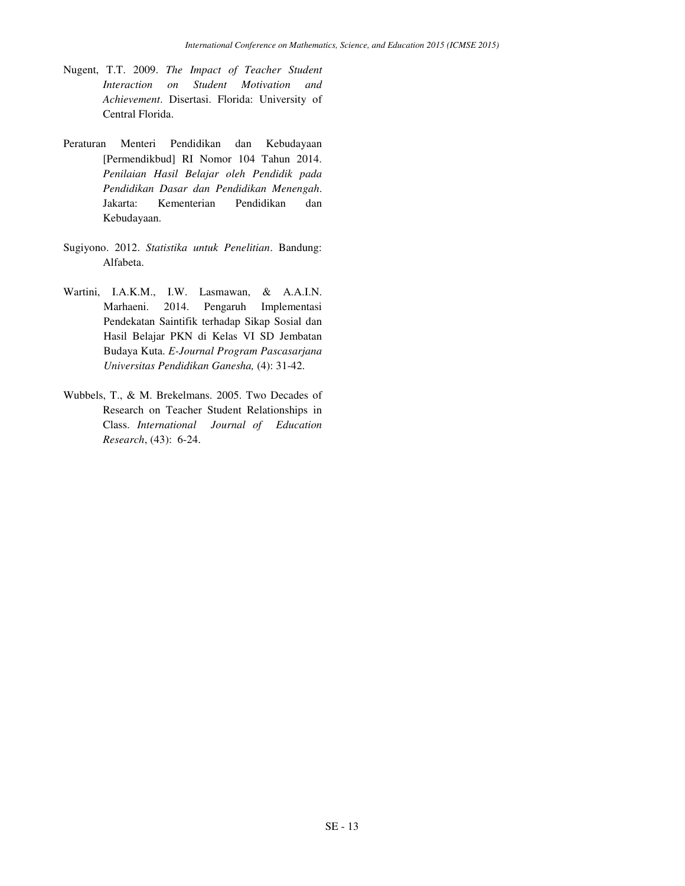Nugent, T.T. 2009. *The Impact of Teacher Student Interaction on Student Motivation and Achievement*. Disertasi. Florida: University of Central Florida.

Peraturan Menteri Pendidikan dan Kebudayaan [Permendikbud] RI Nomor 104 Tahun 2014. *Penilaian Hasil Belajar oleh Pendidik pada Pendidikan Dasar dan Pendidikan Menengah*. Jakarta: Kementerian Pendidikan dan Kebudayaan.

Sugiyono. 2012. *Statistika untuk Penelitian*. Bandung: Alfabeta.

Wartini, I.A.K.M., I.W. Lasmawan, & A.A.I.N. Marhaeni. 2014. Pengaruh Implementasi Pendekatan Saintifik terhadap Sikap Sosial dan Hasil Belajar PKN di Kelas VI SD Jembatan Budaya Kuta. *E-Journal Program Pascasarjana Universitas Pendidikan Ganesha,* (4): 31-42.

Wubbels, T., & M. Brekelmans. 2005. Two Decades of Research on Teacher Student Relationships in Class. *International Journal of Education Research*, (43): 6-24.